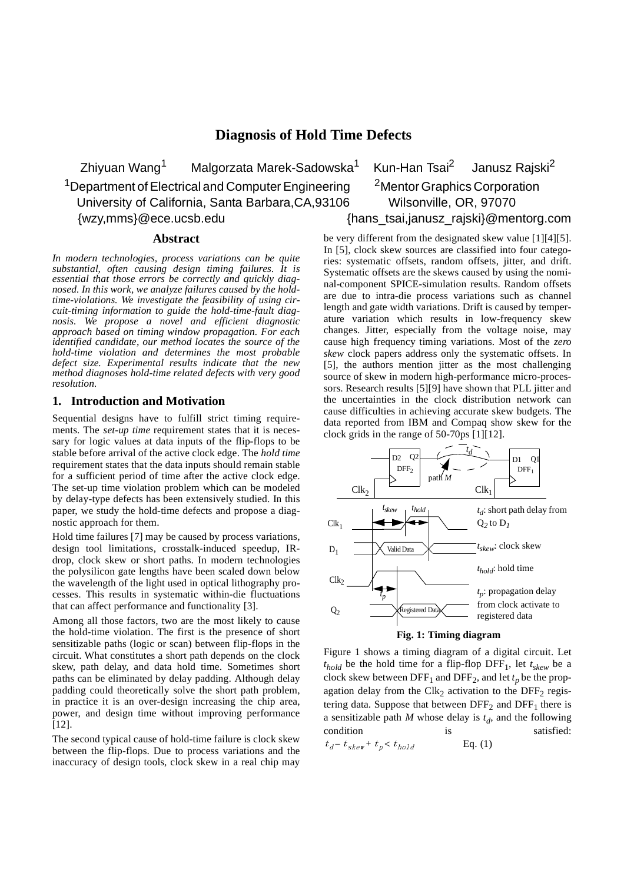# Diagnosis of Hold Time Defects

Zhiyuan Wang[1] Malgorzata Marek-Sadowska[1] Kun-Han Tsai[2] Janusz Rajski[2]

[1]Department of Electrical and Computer Engineering, University of California, Santa Barbara, CA, 93106
{wzy,mms}@ece.ucsb.edu

[2]Mentor Graphics Corporation, Wilsonville, OR, 97070
{hans_tsai,janusz_rajski}@mentorg.com

## Abstract

*In modern technologies, process variations can be quite substantial, often causing design timing failures. It is essential that those errors be correctly and quickly diagnosed. In this work, we analyze failures caused by the hold-time-violations. We investigate the feasibility of using circuit-timing information to guide the hold-time-fault diagnosis. We propose a novel and efficient diagnostic approach based on timing window propagation. For each identified candidate, our method locates the source of the hold-time violation and determines the most probable defect size. Experimental results indicate that the new method diagnoses hold-time related defects with very good resolution.*

## 1. Introduction and Motivation

Sequential designs have to fulfill strict timing requirements. The *set-up time* requirement states that it is necessary for logic values at data inputs of the flip-flops to be stable before arrival of the active clock edge. The *hold time* requirement states that the data inputs should remain stable for a sufficient period of time after the active clock edge. The set-up time violation problem which can be modeled by delay-type defects has been extensively studied. In this paper, we study the hold-time defects and propose a diagnostic approach for them.

Hold time failures [7] may be caused by process variations, design tool limitations, crosstalk-induced speedup, IR-drop, clock skew or short paths. In modern technologies the polysilicon gate lengths have been scaled down below the wavelength of the light used in optical lithography processes. This results in systematic within-die fluctuations that can affect performance and functionality [3].

Among all those factors, two are the most likely to cause the hold-time violation. The first is the presence of short sensitizable paths (logic or scan) between flip-flops in the circuit. What constitutes a short path depends on the clock skew, path delay, and data hold time. Sometimes short paths can be eliminated by delay padding. Although delay padding could theoretically solve the short path problem, in practice it is an over-design increasing the chip area, power, and design time without improving performance [12].

The second typical cause of hold-time failure is clock skew between the flip-flops. Due to process variations and the inaccuracy of design tools, clock skew in a real chip may be very different from the designated skew value [1][4][5]. In [5], clock skew sources are classified into four categories: systematic offsets, random offsets, jitter, and drift. Systematic offsets are the skews caused by using the nominal-component SPICE-simulation results. Random offsets are due to intra-die process variations such as channel length and gate width variations. Drift is caused by temperature variation which results in low-frequency skew changes. Jitter, especially from the voltage noise, may cause high frequency timing variations. Most of the *zero skew* clock papers address only the systematic offsets. In [5], the authors mention jitter as the most challenging source of skew in modern high-performance micro-processors. Research results [5][9] have shown that PLL jitter and the uncertainties in the clock distribution network can cause difficulties in achieving accurate skew budgets. The data reported from IBM and Compaq show skew for the clock grids in the range of 50-70ps [1][12].

$t_d$: short path delay from $Q_2$ to $D_1$

$t_{skew}$: clock skew

$t_{hold}$: hold time

$t_p$: propagation delay from clock activate to registered data

**Fig. 1: Timing diagram**

Figure 1 shows a timing diagram of a digital circuit. Let $t_{hold}$ be the hold time for a flip-flop $DFF_1$, let $t_{skew}$ be a clock skew between $DFF_1$ and $DFF_2$, and let $t_p$ be the propagation delay from the $Clk_2$ activation to the $DFF_2$ registering data. Suppose that between $DFF_2$ and $DFF_1$ there is a sensitizable path $M$ whose delay is $t_d$, and the following condition is satisfied:

$$t_d - t_{skew} + t_p < t_{hold} \qquad \text{Eq. (1)}$$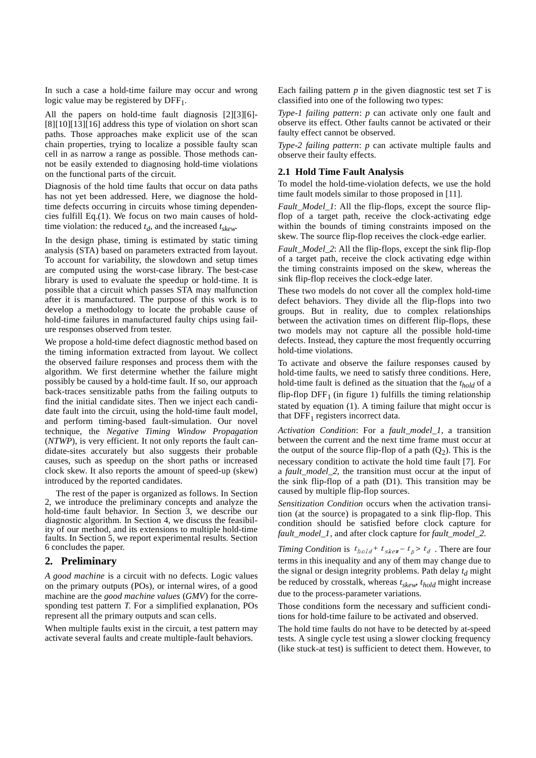In such a case a hold-time failure may occur and wrong logic value may be registered by $DFF_1$.

All the papers on hold-time fault diagnosis [2][3][6]-[8][10][13][16] address this type of violation on short scan paths. Those approaches make explicit use of the scan chain properties, trying to localize a possible faulty scan cell in as narrow a range as possible. Those methods cannot be easily extended to diagnosing hold-time violations on the functional parts of the circuit.

Diagnosis of the hold time faults that occur on data paths has not yet been addressed. Here, we diagnose the hold-time defects occurring in circuits whose timing dependencies fulfill Eq.(1). We focus on two main causes of hold-time violation: the reduced $t_d$, and the increased $t_{skew}$.

In the design phase, timing is estimated by static timing analysis (STA) based on parameters extracted from layout. To account for variability, the slowdown and setup times are computed using the worst-case library. The best-case library is used to evaluate the speedup or hold-time. It is possible that a circuit which passes STA may malfunction after it is manufactured. The purpose of this work is to develop a methodology to locate the probable cause of hold-time failures in manufactured faulty chips using failure responses observed from tester.

We propose a hold-time defect diagnostic method based on the timing information extracted from layout. We collect the observed failure responses and process them with the algorithm. We first determine whether the failure might possibly be caused by a hold-time fault. If so, our approach back-traces sensitizable paths from the failing outputs to find the initial candidate sites. Then we inject each candidate fault into the circuit, using the hold-time fault model, and perform timing-based fault-simulation. Our novel technique, the *Negative Timing Window Propagation* (*NTWP*), is very efficient. It not only reports the fault candidate-sites accurately but also suggests their probable causes, such as speedup on the short paths or increased clock skew. It also reports the amount of speed-up (skew) introduced by the reported candidates.

The rest of the paper is organized as follows. In Section 2, we introduce the preliminary concepts and analyze the hold-time fault behavior. In Section 3, we describe our diagnostic algorithm. In Section 4, we discuss the feasibility of our method, and its extensions to multiple hold-time faults. In Section 5, we report experimental results. Section 6 concludes the paper.

## 2. Preliminary

*A good machine* is a circuit with no defects. Logic values on the primary outputs (POs), or internal wires, of a good machine are the *good machine values* (*GMV*) for the corresponding test pattern *T*. For a simplified explanation, POs represent all the primary outputs and scan cells.

When multiple faults exist in the circuit, a test pattern may activate several faults and create multiple-fault behaviors.

Each failing pattern *p* in the given diagnostic test set *T* is classified into one of the following two types:

*Type-1 failing pattern*: *p* can activate only one fault and observe its effect. Other faults cannot be activated or their faulty effect cannot be observed.

*Type-2 failing pattern*: *p* can activate multiple faults and observe their faulty effects.

### 2.1 Hold Time Fault Analysis

To model the hold-time-violation defects, we use the hold time fault models similar to those proposed in [11].

*Fault_Model_1*: All the flip-flops, except the source flip-flop of a target path, receive the clock-activating edge within the bounds of timing constraints imposed on the skew. The source flip-flop receives the clock-edge earlier.

*Fault_Model_2*: All the flip-flops, except the sink flip-flop of a target path, receive the clock activating edge within the timing constraints imposed on the skew, whereas the sink flip-flop receives the clock-edge later.

These two models do not cover all the complex hold-time defect behaviors. They divide all the flip-flops into two groups. But in reality, due to complex relationships between the activation times on different flip-flops, these two models may not capture all the possible hold-time defects. Instead, they capture the most frequently occurring hold-time violations.

To activate and observe the failure responses caused by hold-time faults, we need to satisfy three conditions. Here, hold-time fault is defined as the situation that the $t_{hold}$ of a flip-flop $DFF_1$ (in figure 1) fulfills the timing relationship stated by equation (1). A timing failure that might occur is that $DFF_1$ registers incorrect data.

*Activation Condition*: For a *fault_model_1*, a transition between the current and the next time frame must occur at the output of the source flip-flop of a path ($Q_2$). This is the necessary condition to activate the hold time fault [7]. For a *fault_model_2*, the transition must occur at the input of the sink flip-flop of a path (D1). This transition may be caused by multiple flip-flop sources.

*Sensitization Condition* occurs when the activation transition (at the source) is propagated to a sink flip-flop. This condition should be satisfied before clock capture for *fault_model_1*, and after clock capture for *fault_model_2*.

*Timing Condition* is $t_{hold} + t_{skew} - t_p > t_d$ . There are four terms in this inequality and any of them may change due to the signal or design integrity problems. Path delay $t_d$ might be reduced by crosstalk, whereas $t_{skew}$, $t_{hold}$ might increase due to the process-parameter variations.

Those conditions form the necessary and sufficient conditions for hold-time failure to be activated and observed.

The hold time faults do not have to be detected by at-speed tests. A single cycle test using a slower clocking frequency (like stuck-at test) is sufficient to detect them. However, to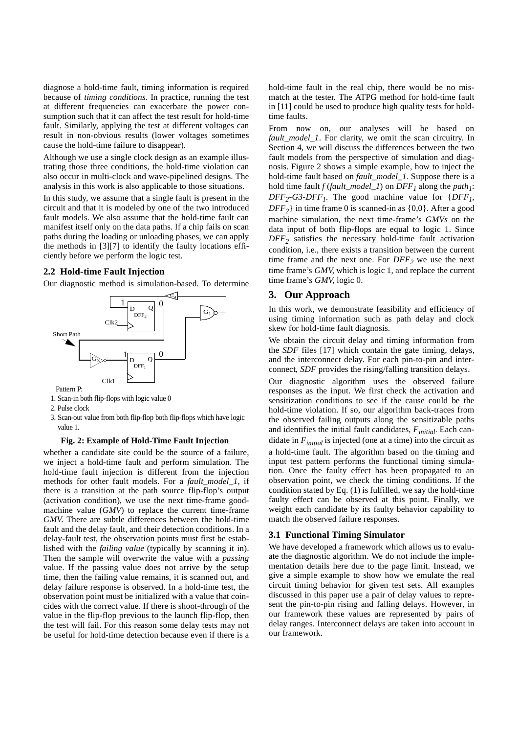diagnose a hold-time fault, timing information is required because of *timing conditions*. In practice, running the test at different frequencies can exacerbate the power consumption such that it can affect the test result for hold-time fault. Similarly, applying the test at different voltages can result in non-obvious results (lower voltages sometimes cause the hold-time failure to disappear).

Although we use a single clock design as an example illustrating those three conditions, the hold-time violation can also occur in multi-clock and wave-pipelined designs. The analysis in this work is also applicable to those situations.

In this study, we assume that a single fault is present in the circuit and that it is modeled by one of the two introduced fault models. We also assume that the hold-time fault can manifest itself only on the data paths. If a chip fails on scan paths during the loading or unloading phases, we can apply the methods in [3][7] to identify the faulty locations efficiently before we perform the logic test.

### 2.2 Hold-time Fault Injection

Our diagnostic method is simulation-based. To determine

1 D Q 0 $DFF_2$ Clk2 $G_4$ $G_1$

Short Path

$G_3$ 1 D Q 0 $DFF_1$ Clk1

Pattern P:

1. Scan-in both flip-flops with logic value 0
2. Pulse clock
3. Scan-out value from both flip-flop both flip-flops which have logic value 1.

**Fig. 2: Example of Hold-Time Fault Injection**

whether a candidate site could be the source of a failure, we inject a hold-time fault and perform simulation. The hold-time fault injection is different from the injection methods for other fault models. For a *fault_model_1*, if there is a transition at the path source flip-flop's output (activation condition), we use the next time-frame good-machine value (*GMV*) to replace the current time-frame *GMV*. There are subtle differences between the hold-time fault and the delay fault, and their detection conditions. In a delay-fault test, the observation points must first be established with the *failing value* (typically by scanning it in). Then the sample will overwrite the value with a *passing* value. If the passing value does not arrive by the setup time, then the failing value remains, it is scanned out, and delay failure response is observed. In a hold-time test, the observation point must be initialized with a value that coincides with the correct value. If there is shoot-through of the value in the flip-flop previous to the launch flip-flop, then the test will fail. For this reason some delay tests may not be useful for hold-time detection because even if there is a hold-time fault in the real chip, there would be no mismatch at the tester. The ATPG method for hold-time fault in [11] could be used to produce high quality tests for hold-time faults.

From now on, our analyses will be based on *fault_model_1*. For clarity, we omit the scan circuitry. In Section 4, we will discuss the differences between the two fault models from the perspective of simulation and diagnosis. Figure 2 shows a simple example, how to inject the hold-time fault based on *fault_model_1*. Suppose there is a hold time fault *f* (*fault_model_1*) on $DFF_1$ along the $path_1$: $DFF_2$-$G3$-$DFF_1$. The good machine value for {$DFF_1$, $DFF_2$} in time frame 0 is scanned-in as {0,0}. After a good machine simulation, the next time-frame's *GMVs* on the data input of both flip-flops are equal to logic 1. Since $DFF_2$ satisfies the necessary hold-time fault activation condition, i.e., there exists a transition between the current time frame and the next one. For $DFF_2$ we use the next time frame's *GMV*, which is logic 1, and replace the current time frame's *GMV*, logic 0.

## 3. Our Approach

In this work, we demonstrate feasibility and efficiency of using timing information such as path delay and clock skew for hold-time fault diagnosis.

We obtain the circuit delay and timing information from the *SDF* files [17] which contain the gate timing, delays, and the interconnect delay. For each pin-to-pin and interconnect, *SDF* provides the rising/falling transition delays.

Our diagnostic algorithm uses the observed failure responses as the input. We first check the activation and sensitization conditions to see if the cause could be the hold-time violation. If so, our algorithm back-traces from the observed failing outputs along the sensitizable paths and identifies the initial fault candidates, $F_{initial}$. Each candidate in $F_{initial}$ is injected (one at a time) into the circuit as a hold-time fault. The algorithm based on the timing and input test pattern performs the functional timing simulation. Once the faulty effect has been propagated to an observation point, we check the timing conditions. If the condition stated by Eq. (1) is fulfilled, we say the hold-time faulty effect can be observed at this point. Finally, we weight each candidate by its faulty behavior capability to match the observed failure responses.

### 3.1 Functional Timing Simulator

We have developed a framework which allows us to evaluate the diagnostic algorithm. We do not include the implementation details here due to the page limit. Instead, we give a simple example to show how we emulate the real circuit timing behavior for given test sets. All examples discussed in this paper use a pair of delay values to represent the pin-to-pin rising and falling delays. However, in our framework these values are represented by pairs of delay ranges. Interconnect delays are taken into account in our framework.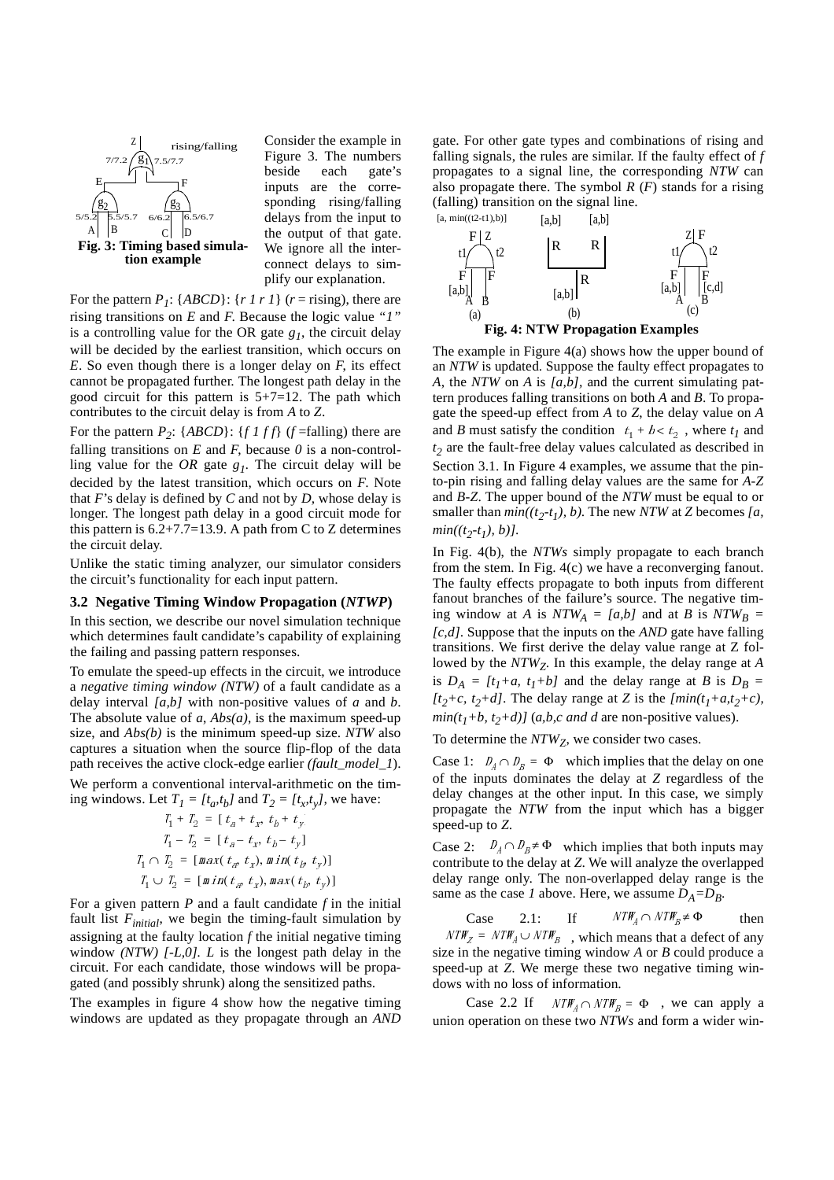Consider the example in Figure 3. The numbers beside each gate's inputs are the corresponding rising/falling delays from the input to the output of that gate. We ignore all the interconnect delays to simplify our explanation.

**Fig. 3: Timing based simulation example**

For the pattern $P_1$: {*ABCD*}: {*r 1 r 1*} (*r* = rising), there are rising transitions on *E* and *F*. Because the logic value *"1"* is a controlling value for the OR gate $g_1$, the circuit delay will be decided by the earliest transition, which occurs on *E*. So even though there is a longer delay on *F*, its effect cannot be propagated further. The longest path delay in the good circuit for this pattern is 5+7=12. The path which contributes to the circuit delay is from *A* to *Z*.

For the pattern $P_2$: {*ABCD*}: {*f 1 f f*} (*f* =falling) there are falling transitions on *E* and *F*, because *0* is a non-controlling value for the *OR* gate $g_1$. The circuit delay will be decided by the latest transition, which occurs on *F*. Note that *F*'s delay is defined by *C* and not by *D*, whose delay is longer. The longest path delay in a good circuit mode for this pattern is 6.2+7.7=13.9. A path from C to Z determines the circuit delay.

Unlike the static timing analyzer, our simulator considers the circuit's functionality for each input pattern.

### 3.2 Negative Timing Window Propagation (*NTWP*)

In this section, we describe our novel simulation technique which determines fault candidate's capability of explaining the failing and passing pattern responses.

To emulate the speed-up effects in the circuit, we introduce a *negative timing window (NTW)* of a fault candidate as a delay interval *[a,b]* with non-positive values of *a* and *b*. The absolute value of *a*, *Abs(a)*, is the maximum speed-up size, and *Abs(b)* is the minimum speed-up size. *NTW* also captures a situation when the source flip-flop of the data path receives the active clock-edge earlier *(fault_model_1)*.

We perform a conventional interval-arithmetic on the timing windows. Let $T_1 = [t_a,t_b]$ and $T_2 = [t_x,t_y]$, we have:

$$T_1 + T_2 = [t_a + t_x, t_b + t_y]$$

$$T_1 - T_2 = [t_a - t_x, t_b - t_y]$$

$$T_1 \cap T_2 = [max(t_a, t_x), min(t_b, t_y)]$$

$$T_1 \cup T_2 = [min(t_a, t_x), max(t_b, t_y)]$$

For a given pattern *P* and a fault candidate *f* in the initial fault list $F_{initial}$, we begin the timing-fault simulation by assigning at the faulty location *f* the initial negative timing window *(NTW) [-L,0]*. *L* is the longest path delay in the circuit. For each candidate, those windows will be propagated (and possibly shrunk) along the sensitized paths.

The examples in figure 4 show how the negative timing windows are updated as they propagate through an *AND* gate. For other gate types and combinations of rising and falling signals, the rules are similar. If the faulty effect of *f* propagates to a signal line, the corresponding *NTW* can also propagate there. The symbol *R* (*F*) stands for a rising (falling) transition on the signal line.

**Fig. 4: NTW Propagation Examples**

The example in Figure 4(a) shows how the upper bound of an *NTW* is updated. Suppose the faulty effect propagates to *A*, the *NTW* on *A* is *[a,b]*, and the current simulating pattern produces falling transitions on both *A* and *B*. To propagate the speed-up effect from *A* to *Z*, the delay value on *A* and *B* must satisfy the condition $t_1 + b < t_2$ , where $t_1$ and $t_2$ are the fault-free delay values calculated as described in Section 3.1. In Figure 4 examples, we assume that the pin-to-pin rising and falling delay values are the same for *A-Z* and *B-Z*. The upper bound of the *NTW* must be equal to or smaller than $min((t_2\text{-}t_1), b)$. The new *NTW* at *Z* becomes $[a, min((t_2\text{-}t_1), b)]$.

In Fig. 4(b), the *NTWs* simply propagate to each branch from the stem. In Fig. 4(c) we have a reconverging fanout. The faulty effects propagate to both inputs from different fanout branches of the failure's source. The negative timing window at *A* is $NTW_A = [a,b]$ and at *B* is $NTW_B = [c,d]$. Suppose that the inputs on the *AND* gate have falling transitions. We first derive the delay value range at Z followed by the $NTW_Z$. In this example, the delay range at *A* is $D_A = [t_1+a,\ t_1+b]$ and the delay range at *B* is $D_B = [t_2+c,\ t_2+d]$. The delay range at *Z* is the $[min(t_1+a,t_2+c), min(t_1+b,\ t_2+d)]$ (*a,b,c and d* are non-positive values).

To determine the $NTW_Z$, we consider two cases.

Case 1: $D_A \cap D_B = \Phi$ which implies that the delay on one of the inputs dominates the delay at *Z* regardless of the delay changes at the other input. In this case, we simply propagate the *NTW* from the input which has a bigger speed-up to *Z*.

Case 2: $D_A \cap D_B \neq \Phi$ which implies that both inputs may contribute to the delay at *Z*. We will analyze the overlapped delay range only. The non-overlapped delay range is the same as the case *1* above. Here, we assume $D_A = D_B$.

Case 2.1: If $NTW_A \cap NTW_B \neq \Phi$ then $NTW_Z = NTW_A \cup NTW_B$ , which means that a defect of any size in the negative timing window *A* or *B* could produce a speed-up at *Z*. We merge these two negative timing windows with no loss of information.

Case 2.2 If $NTW_A \cap NTW_B = \Phi$ , we can apply a union operation on these two *NTWs* and form a wider win-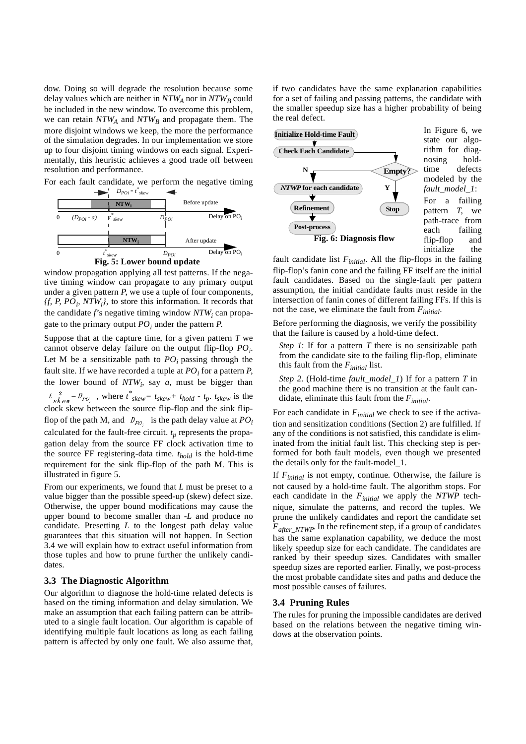dow. Doing so will degrade the resolution because some delay values which are neither in $NTW_A$ nor in $NTW_B$ could be included in the new window. To overcome this problem, we can retain $NTW_A$ and $NTW_B$ and propagate them. The more disjoint windows we keep, the more the performance of the simulation degrades. In our implementation we store up to four disjoint timing windows on each signal. Experimentally, this heuristic achieves a good trade off between resolution and performance.

For each fault candidate, we perform the negative timing window propagation applying all test patterns. If the negative timing window can propagate to any primary output under a given pattern *P*, we use a tuple of four components, $\{f, P, PO_i, NTW_i\}$, to store this information. It records that the candidate *f*'s negative timing window $NTW_i$ can propagate to the primary output $PO_i$ under the pattern *P*.

**Fig. 5: Lower bound update**

Suppose that at the capture time, for a given pattern *T* we cannot observe delay failure on the output flip-flop $PO_i$. Let M be a sensitizable path to $PO_i$ passing through the fault site. If we have recorded a tuple at $PO_i$ for a pattern *P*, the lower bound of $NTW_i$, say *a*, must be bigger than $t^*_{skew} - D_{PO_i}$, where $t^*_{skew} = t_{skew} + t_{hold} - t_p$. $t_{skew}$ is the clock skew between the source flip-flop and the sink flip-flop of the path M, and $D_{PO_i}$ is the path delay value at $PO_i$ calculated for the fault-free circuit. $t_p$ represents the propagation delay from the source FF clock activation time to the source FF registering-data time. $t_{hold}$ is the hold-time requirement for the sink flip-flop of the path M. This is illustrated in figure 5.

From our experiments, we found that *L* must be preset to a value bigger than the possible speed-up (skew) defect size. Otherwise, the upper bound modifications may cause the upper bound to become smaller than *-L* and produce no candidate. Presetting *L* to the longest path delay value guarantees that this situation will not happen. In Section 3.4 we will explain how to extract useful information from those tuples and how to prune further the unlikely candidates.

### 3.3 The Diagnostic Algorithm

Our algorithm to diagnose the hold-time related defects is based on the timing information and delay simulation. We make an assumption that each failing pattern can be attributed to a single fault location. Our algorithm is capable of identifying multiple fault locations as long as each failing pattern is affected by only one fault. We also assume that, if two candidates have the same explanation capabilities for a set of failing and passing patterns, the candidate with the smaller speedup size has a higher probability of being the real defect.

**Fig. 6: Diagnosis flow**

In Figure 6, we state our algorithm for diagnosing hold-time defects modeled by the *fault_model_1*: For a failing pattern *T*, we path-trace from each failing flip-flop and initialize the fault candidate list $F_{initial}$. All the flip-flops in the failing flip-flop's fanin cone and the failing FF itself are the initial fault candidates. Based on the single-fault per pattern assumption, the initial candidate faults must reside in the intersection of fanin cones of different failing FFs. If this is not the case, we eliminate the fault from $F_{initial}$.

Before performing the diagnosis, we verify the possibility that the failure is caused by a hold-time defect.

*Step 1*: If for a pattern *T* there is no sensitizable path from the candidate site to the failing flip-flop, eliminate this fault from the $F_{initial}$ list.

*Step 2.* (Hold-time *fault_model_1*) If for a pattern *T* in the good machine there is no transition at the fault candidate, eliminate this fault from the $F_{initial}$.

For each candidate in $F_{initial}$ we check to see if the activation and sensitization conditions (Section 2) are fulfilled. If any of the conditions is not satisfied, this candidate is eliminated from the initial fault list. This checking step is performed for both fault models, even though we presented the details only for the fault-model_1.

If $F_{initial}$ is not empty, continue. Otherwise, the failure is not caused by a hold-time fault. The algorithm stops. For each candidate in the $F_{initial}$ we apply the *NTWP* technique, simulate the patterns, and record the tuples. We prune the unlikely candidates and report the candidate set $F_{after\_NTWP}$. In the refinement step, if a group of candidates has the same explanation capability, we deduce the most likely speedup size for each candidate. The candidates are ranked by their speedup sizes. Candidates with smaller speedup sizes are reported earlier. Finally, we post-process the most probable candidate sites and paths and deduce the most possible causes of failures.

### 3.4 Pruning Rules

The rules for pruning the impossible candidates are derived based on the relations between the negative timing windows at the observation points.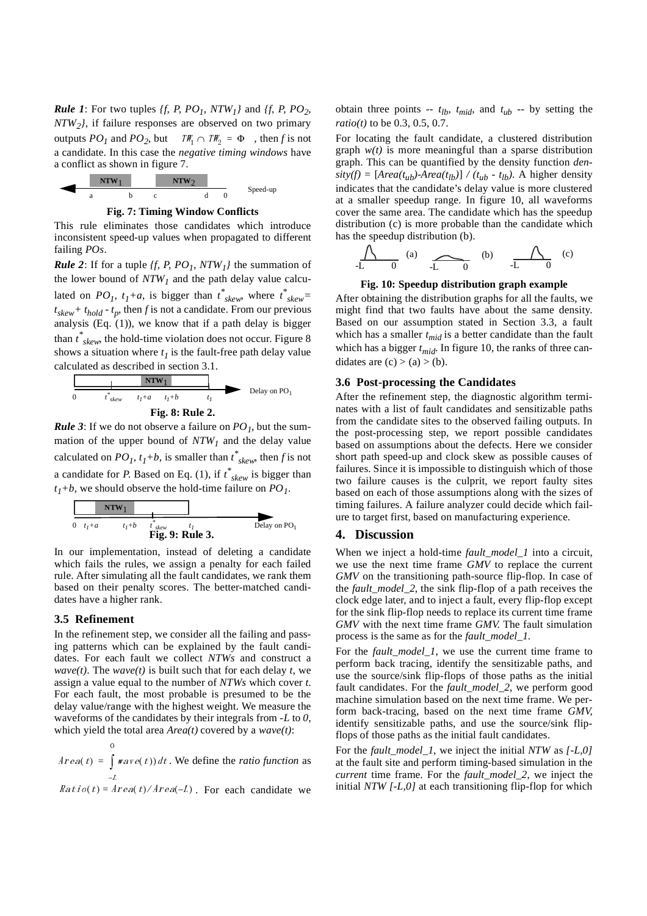***Rule 1***: For two tuples *{f, P, $PO_1$, $NTW_1$}* and *{f, P, $PO_2$, $NTW_2$}*, if failure responses are observed on two primary outputs $PO_1$ and $PO_2$, but $TW_1 \cap TW_2 = \Phi$, then *f* is not a candidate. In this case the *negative timing windows* have a conflict as shown in figure 7.

**Fig. 7: Timing Window Conflicts**

This rule eliminates those candidates which introduce inconsistent speed-up values when propagated to different failing *POs*.

***Rule 2***: If for a tuple *{f, P, $PO_1$, $NTW_1$}* the summation of the lower bound of $NTW_1$ and the path delay value calculated on $PO_1$, $t_1+a$, is bigger than $t^*_{skew}$, where $t^*_{skew} = t_{skew} + t_{hold} - t_p$, then *f* is not a candidate. From our previous analysis (Eq. (1)), we know that if a path delay is bigger than $t^*_{skew}$, the hold-time violation does not occur. Figure 8 shows a situation where $t_1$ is the fault-free path delay value calculated as described in section 3.1.

**Fig. 8: Rule 2.**

***Rule 3***: If we do not observe a failure on $PO_1$, but the summation of the upper bound of $NTW_1$ and the delay value calculated on $PO_1$, $t_1+b$, is smaller than $t^*_{skew}$, then *f* is not a candidate for *P*. Based on Eq. (1), if $t^*_{skew}$ is bigger than $t_1+b$, we should observe the hold-time failure on $PO_1$.

**Fig. 9: Rule 3.**

In our implementation, instead of deleting a candidate which fails the rules, we assign a penalty for each failed rule. After simulating all the fault candidates, we rank them based on their penalty scores. The better-matched candidates have a higher rank.

### 3.5 Refinement

In the refinement step, we consider all the failing and passing patterns which can be explained by the fault candidates. For each fault we collect *NTWs* and construct a *wave(t)*. The *wave(t)* is built such that for each delay *t*, we assign a value equal to the number of *NTWs* which cover *t*. For each fault, the most probable is presumed to be the delay value/range with the highest weight. We measure the waveforms of the candidates by their integrals from *-L* to *0*, which yield the total area *Area(t)* covered by a *wave(t)*:

$Area(t) = \int_{-L}^{0} wave(t)\,dt$. We define the *ratio function* as $Ratio(t) = Area(t)/Area(-L)$. For each candidate we obtain three points -- $t_{lb}$, $t_{mid}$, and $t_{ub}$ -- by setting the *ratio(t)* to be 0.3, 0.5, 0.7.

For locating the fault candidate, a clustered distribution graph *w(t)* is more meaningful than a sparse distribution graph. This can be quantified by the density function $density(f) = [Area(t_{ub}) - Area(t_{lb})] / (t_{ub} - t_{lb})$. A higher density indicates that the candidate's delay value is more clustered at a smaller speedup range. In figure 10, all waveforms cover the same area. The candidate which has the speedup distribution (c) is more probable than the candidate which has the speedup distribution (b).

**Fig. 10: Speedup distribution graph example**

After obtaining the distribution graphs for all the faults, we might find that two faults have about the same density. Based on our assumption stated in Section 3.3, a fault which has a smaller $t_{mid}$ is a better candidate than the fault which has a bigger $t_{mid}$. In figure 10, the ranks of three candidates are (c) > (a) > (b).

### 3.6 Post-processing the Candidates

After the refinement step, the diagnostic algorithm terminates with a list of fault candidates and sensitizable paths from the candidate sites to the observed failing outputs. In the post-processing step, we report possible candidates based on assumptions about the defects. Here we consider short path speed-up and clock skew as possible causes of failures. Since it is impossible to distinguish which of those two failure causes is the culprit, we report faulty sites based on each of those assumptions along with the sizes of timing failures. A failure analyzer could decide which failure to target first, based on manufacturing experience.

## 4. Discussion

When we inject a hold-time *fault_model_1* into a circuit, we use the next time frame *GMV* to replace the current *GMV* on the transitioning path-source flip-flop. In case of the *fault_model_2*, the sink flip-flop of a path receives the clock edge later, and to inject a fault, every flip-flop except for the sink flip-flop needs to replace its current time frame *GMV* with the next time frame *GMV*. The fault simulation process is the same as for the *fault_model_1*.

For the *fault_model_1*, we use the current time frame to perform back tracing, identify the sensitizable paths, and use the source/sink flip-flops of those paths as the initial fault candidates. For the *fault_model_2*, we perform good machine simulation based on the next time frame. We perform back-tracing, based on the next time frame *GMV*, identify sensitizable paths, and use the source/sink flip-flops of those paths as the initial fault candidates.

For the *fault_model_1*, we inject the initial *NTW* as *[-L,0]* at the fault site and perform timing-based simulation in the *current* time frame. For the *fault_model_2*, we inject the initial *NTW [-L,0]* at each transitioning flip-flop for which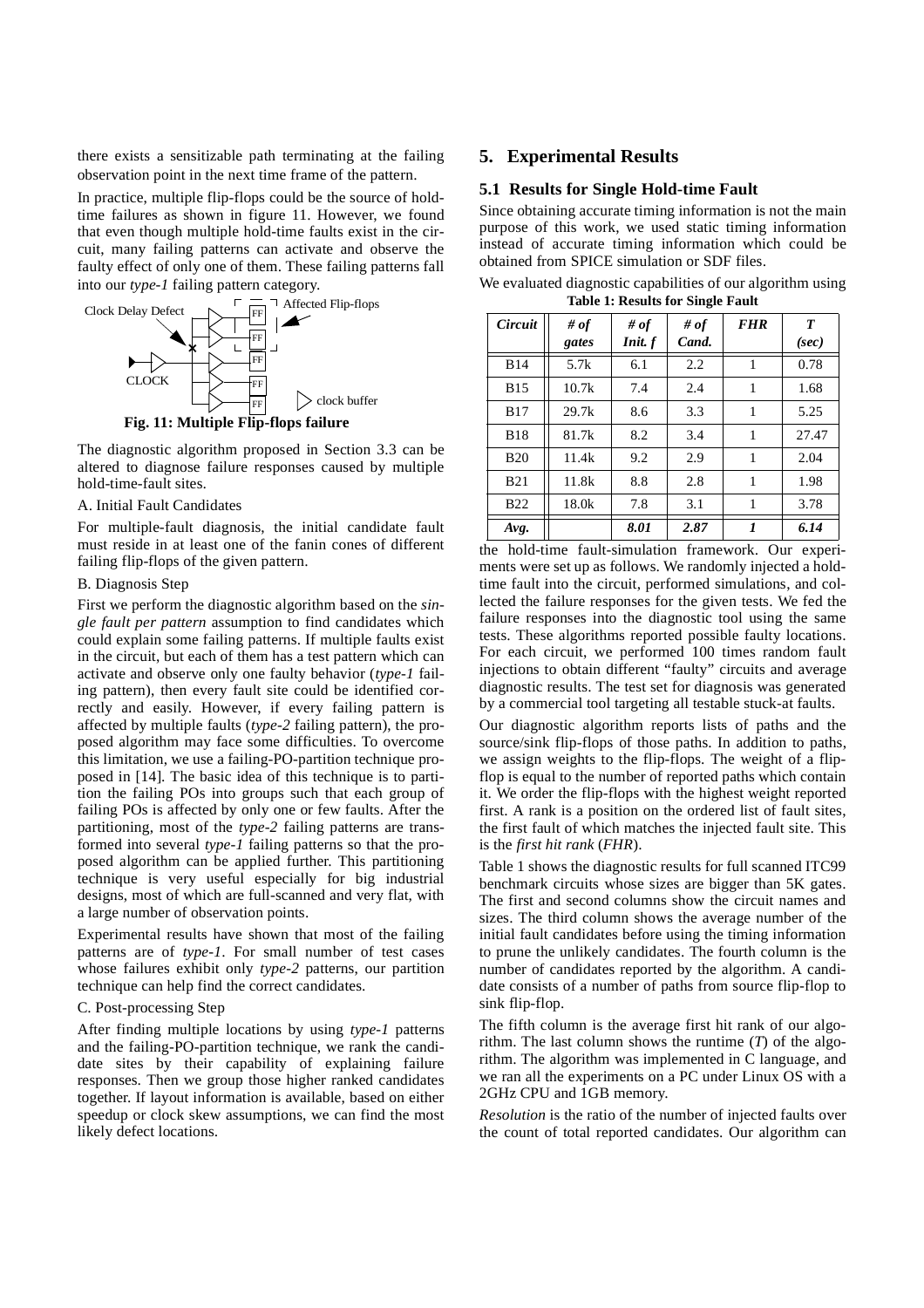there exists a sensitizable path terminating at the failing observation point in the next time frame of the pattern.

In practice, multiple flip-flops could be the source of hold-time failures as shown in figure 11. However, we found that even though multiple hold-time faults exist in the circuit, many failing patterns can activate and observe the faulty effect of only one of them. These failing patterns fall into our *type-1* failing pattern category.

**Fig. 11: Multiple Flip-flops failure**

The diagnostic algorithm proposed in Section 3.3 can be altered to diagnose failure responses caused by multiple hold-time-fault sites.

A. Initial Fault Candidates

For multiple-fault diagnosis, the initial candidate fault must reside in at least one of the fanin cones of different failing flip-flops of the given pattern.

B. Diagnosis Step

First we perform the diagnostic algorithm based on the *single fault per pattern* assumption to find candidates which could explain some failing patterns. If multiple faults exist in the circuit, but each of them has a test pattern which can activate and observe only one faulty behavior (*type-1* failing pattern), then every fault site could be identified correctly and easily. However, if every failing pattern is affected by multiple faults (*type-2* failing pattern), the proposed algorithm may face some difficulties. To overcome this limitation, we use a failing-PO-partition technique proposed in [14]. The basic idea of this technique is to partition the failing POs into groups such that each group of failing POs is affected by only one or few faults. After the partitioning, most of the *type-2* failing patterns are transformed into several *type-1* failing patterns so that the proposed algorithm can be applied further. This partitioning technique is very useful especially for big industrial designs, most of which are full-scanned and very flat, with a large number of observation points.

Experimental results have shown that most of the failing patterns are of *type-1*. For small number of test cases whose failures exhibit only *type-2* patterns, our partition technique can help find the correct candidates.

C. Post-processing Step

After finding multiple locations by using *type-1* patterns and the failing-PO-partition technique, we rank the candidate sites by their capability of explaining failure responses. Then we group those higher ranked candidates together. If layout information is available, based on either speedup or clock skew assumptions, we can find the most likely defect locations.

## 5. Experimental Results

### 5.1 Results for Single Hold-time Fault

Since obtaining accurate timing information is not the main purpose of this work, we used static timing information instead of accurate timing information which could be obtained from SPICE simulation or SDF files.

We evaluated diagnostic capabilities of our algorithm using the hold-time fault-simulation framework. Our experiments were set up as follows. We randomly injected a hold-time fault into the circuit, performed simulations, and collected the failure responses for the given tests. We fed the failure responses into the diagnostic tool using the same tests. These algorithms reported possible faulty locations. For each circuit, we performed 100 times random fault injections to obtain different "faulty" circuits and average diagnostic results. The test set for diagnosis was generated by a commercial tool targeting all testable stuck-at faults.

**Table 1: Results for Single Fault**

| *Circuit* | *# of gates* | *# of Init. f* | *# of Cand.* | *FHR* | *T (sec)* |
|---|---|---|---|---|---|
| B14 | 5.7k | 6.1 | 2.2 | 1 | 0.78 |
| B15 | 10.7k | 7.4 | 2.4 | 1 | 1.68 |
| B17 | 29.7k | 8.6 | 3.3 | 1 | 5.25 |
| B18 | 81.7k | 8.2 | 3.4 | 1 | 27.47 |
| B20 | 11.4k | 9.2 | 2.9 | 1 | 2.04 |
| B21 | 11.8k | 8.8 | 2.8 | 1 | 1.98 |
| B22 | 18.0k | 7.8 | 3.1 | 1 | 3.78 |
| *Avg.* | | ***8.01*** | ***2.87*** | ***1*** | ***6.14*** |

Our diagnostic algorithm reports lists of paths and the source/sink flip-flops of those paths. In addition to paths, we assign weights to the flip-flops. The weight of a flip-flop is equal to the number of reported paths which contain it. We order the flip-flops with the highest weight reported first. A rank is a position on the ordered list of fault sites, the first fault of which matches the injected fault site. This is the *first hit rank* (*FHR*).

Table 1 shows the diagnostic results for full scanned ITC99 benchmark circuits whose sizes are bigger than 5K gates. The first and second columns show the circuit names and sizes. The third column shows the average number of the initial fault candidates before using the timing information to prune the unlikely candidates. The fourth column is the number of candidates reported by the algorithm. A candidate consists of a number of paths from source flip-flop to sink flip-flop.

The fifth column is the average first hit rank of our algorithm. The last column shows the runtime (*T*) of the algorithm. The algorithm was implemented in C language, and we ran all the experiments on a PC under Linux OS with a 2GHz CPU and 1GB memory.

*Resolution* is the ratio of the number of injected faults over the count of total reported candidates. Our algorithm can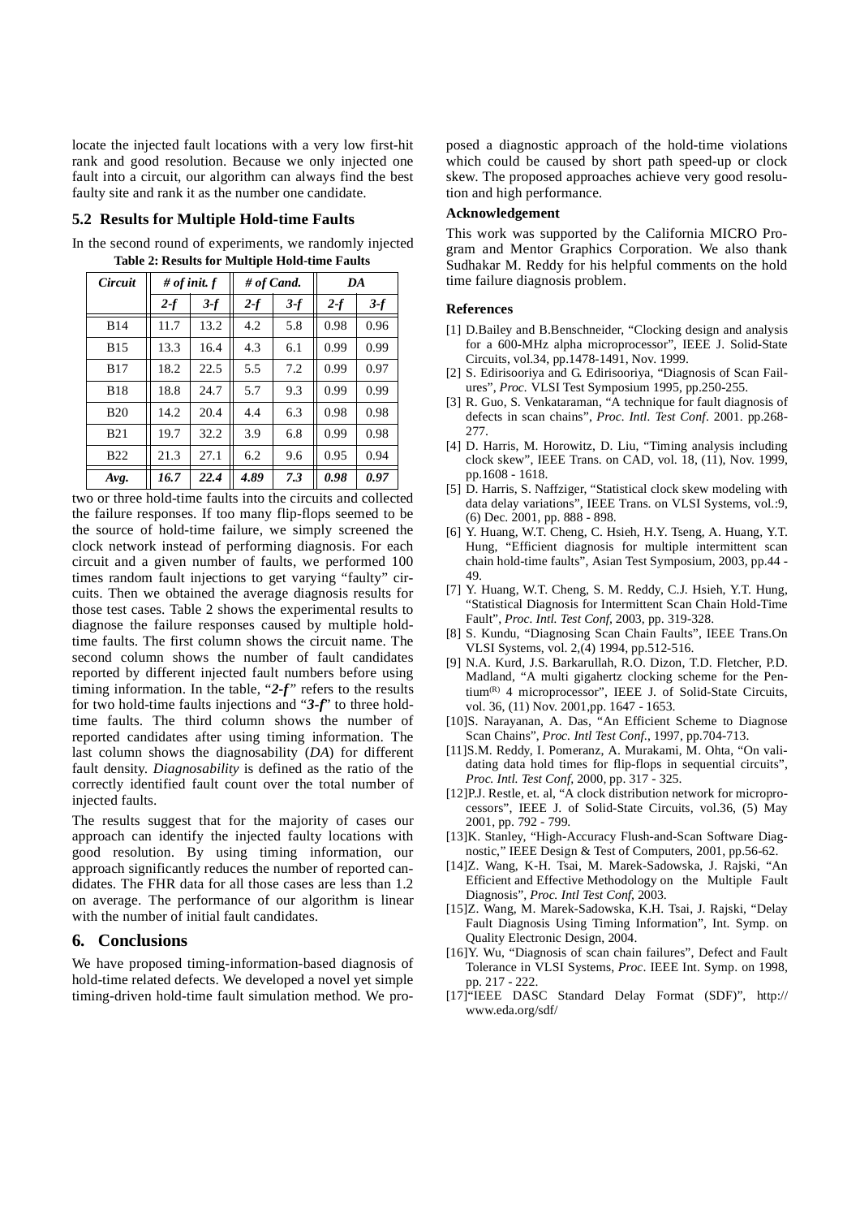locate the injected fault locations with a very low first-hit rank and good resolution. Because we only injected one fault into a circuit, our algorithm can always find the best faulty site and rank it as the number one candidate.

## 5.2 Results for Multiple Hold-time Faults

In the second round of experiments, we randomly injected two or three hold-time faults into the circuits and collected the failure responses. If too many flip-flops seemed to be the source of hold-time failure, we simply screened the clock network instead of performing diagnosis. For each circuit and a given number of faults, we performed 100 times random fault injections to get varying "faulty" circuits. Then we obtained the average diagnosis results for those test cases. Table 2 shows the experimental results to diagnose the failure responses caused by multiple hold-time faults. The first column shows the circuit name. The second column shows the number of fault candidates reported by different injected fault numbers before using timing information. In the table, "***2-f***" refers to the results for two hold-time faults injections and "***3-f***" to three hold-time faults. The third column shows the number of reported candidates after using timing information. The last column shows the diagnosability (*DA*) for different fault density. *Diagnosability* is defined as the ratio of the correctly identified fault count over the total number of injected faults.

**Table 2: Results for Multiple Hold-time Faults**

| *Circuit* | *# of init. f* | | *# of Cand.* | | *DA* | |
|---|---|---|---|---|---|---|
| | *2-f* | *3-f* | *2-f* | *3-f* | *2-f* | *3-f* |
| B14 | 11.7 | 13.2 | 4.2 | 5.8 | 0.98 | 0.96 |
| B15 | 13.3 | 16.4 | 4.3 | 6.1 | 0.99 | 0.99 |
| B17 | 18.2 | 22.5 | 5.5 | 7.2 | 0.99 | 0.97 |
| B18 | 18.8 | 24.7 | 5.7 | 9.3 | 0.99 | 0.99 |
| B20 | 14.2 | 20.4 | 4.4 | 6.3 | 0.98 | 0.98 |
| B21 | 19.7 | 32.2 | 3.9 | 6.8 | 0.99 | 0.98 |
| B22 | 21.3 | 27.1 | 6.2 | 9.6 | 0.95 | 0.94 |
| ***Avg.*** | ***16.7*** | ***22.4*** | ***4.89*** | ***7.3*** | ***0.98*** | ***0.97*** |

The results suggest that for the majority of cases our approach can identify the injected faulty locations with good resolution. By using timing information, our approach significantly reduces the number of reported candidates. The FHR data for all those cases are less than 1.2 on average. The performance of our algorithm is linear with the number of initial fault candidates.

# 6. Conclusions

We have proposed timing-information-based diagnosis of hold-time related defects. We developed a novel yet simple timing-driven hold-time fault simulation method. We proposed a diagnostic approach of the hold-time violations which could be caused by short path speed-up or clock skew. The proposed approaches achieve very good resolution and high performance.

### Acknowledgement

This work was supported by the California MICRO Program and Mentor Graphics Corporation. We also thank Sudhakar M. Reddy for his helpful comments on the hold time failure diagnosis problem.

### References

[1] D.Bailey and B.Benschneider, "Clocking design and analysis for a 600-MHz alpha microprocessor", IEEE J. Solid-State Circuits, vol.34, pp.1478-1491, Nov. 1999.

[2] S. Edirisooriya and G. Edirisooriya, "Diagnosis of Scan Failures", *Proc.* VLSI Test Symposium 1995, pp.250-255.

[3] R. Guo, S. Venkataraman, "A technique for fault diagnosis of defects in scan chains", *Proc. Intl. Test Conf*. 2001. pp.268-277.

[4] D. Harris, M. Horowitz, D. Liu, "Timing analysis including clock skew", IEEE Trans. on CAD, vol. 18, (11), Nov. 1999, pp.1608 - 1618.

[5] D. Harris, S. Naffziger, "Statistical clock skew modeling with data delay variations", IEEE Trans. on VLSI Systems, vol.:9, (6) Dec. 2001, pp. 888 - 898.

[6] Y. Huang, W.T. Cheng, C. Hsieh, H.Y. Tseng, A. Huang, Y.T. Hung, "Efficient diagnosis for multiple intermittent scan chain hold-time faults", Asian Test Symposium, 2003, pp.44 - 49.

[7] Y. Huang, W.T. Cheng, S. M. Reddy, C.J. Hsieh, Y.T. Hung, "Statistical Diagnosis for Intermittent Scan Chain Hold-Time Fault", *Proc. Intl. Test Conf*, 2003, pp. 319-328.

[8] S. Kundu, "Diagnosing Scan Chain Faults", IEEE Trans.On VLSI Systems, vol. 2,(4) 1994, pp.512-516.

[9] N.A. Kurd, J.S. Barkarullah, R.O. Dizon, T.D. Fletcher, P.D. Madland, "A multi gigahertz clocking scheme for the Pentium(R) 4 microprocessor", IEEE J. of Solid-State Circuits, vol. 36, (11) Nov. 2001,pp. 1647 - 1653.

[10]S. Narayanan, A. Das, "An Efficient Scheme to Diagnose Scan Chains", *Proc. Intl Test Conf.*, 1997, pp.704-713.

[11]S.M. Reddy, I. Pomeranz, A. Murakami, M. Ohta, "On validating data hold times for flip-flops in sequential circuits", *Proc. Intl. Test Conf*, 2000, pp. 317 - 325.

[12]P.J. Restle, et. al, "A clock distribution network for microprocessors", IEEE J. of Solid-State Circuits, vol.36, (5) May 2001, pp. 792 - 799.

[13]K. Stanley, "High-Accuracy Flush-and-Scan Software Diagnostic," IEEE Design & Test of Computers, 2001, pp.56-62.

[14]Z. Wang, K-H. Tsai, M. Marek-Sadowska, J. Rajski, "An Efficient and Effective Methodology on the Multiple Fault Diagnosis", *Proc. Intl Test Conf*, 2003.

[15]Z. Wang, M. Marek-Sadowska, K.H. Tsai, J. Rajski, "Delay Fault Diagnosis Using Timing Information", Int. Symp. on Quality Electronic Design, 2004.

[16]Y. Wu, "Diagnosis of scan chain failures", Defect and Fault Tolerance in VLSI Systems, *Proc*. IEEE Int. Symp. on 1998, pp. 217 - 222.

[17]"IEEE DASC Standard Delay Format (SDF)", http://www.eda.org/sdf/